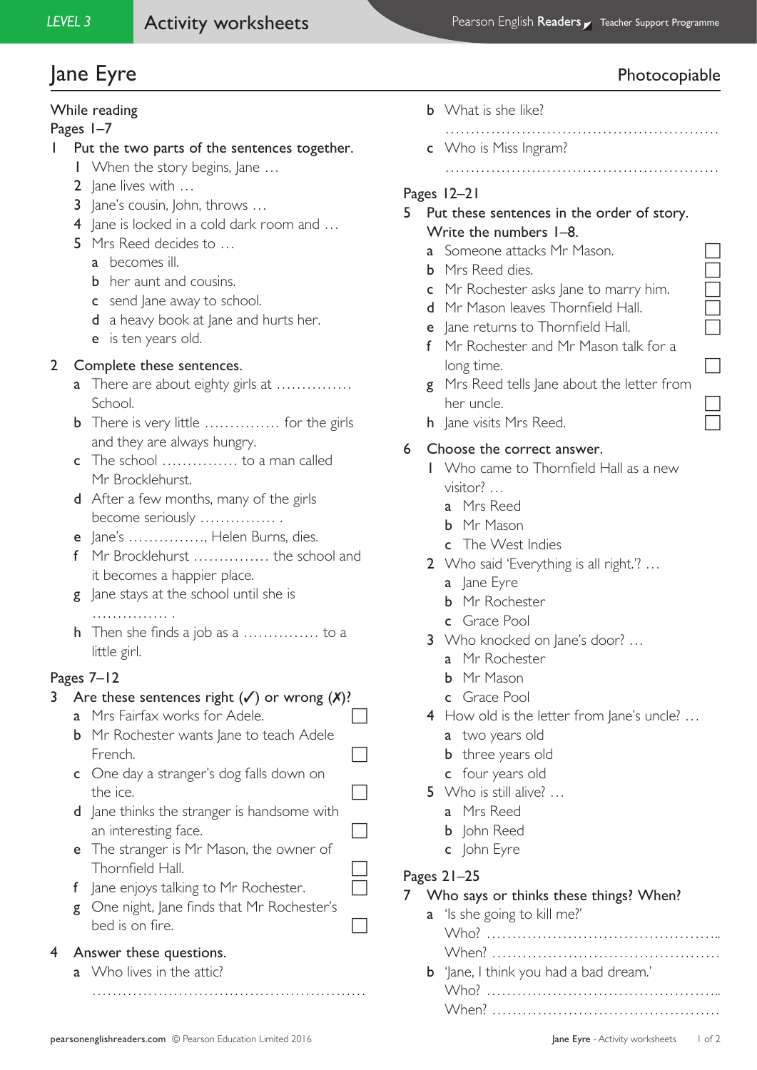# Jane Eyre

Photocopiable

## While reading

### Pages 1–7

1 Put the two parts of the sentences together.

1 When the story begins, Jane …
2 Jane lives with …
3 Jane's cousin, John, throws …
4 Jane is locked in a cold dark room and …
5 Mrs Reed decides to …

a becomes ill.
b her aunt and cousins.
c send Jane away to school.
d a heavy book at Jane and hurts her.
e is ten years old.

2 Complete these sentences.

a There are about eighty girls at …………… School.
b There is very little …………… for the girls and they are always hungry.
c The school …………… to a man called Mr Brocklehurst.
d After a few months, many of the girls become seriously …………… .
e Jane's ……………, Helen Burns, dies.
f Mr Brocklehurst …………… the school and it becomes a happier place.
g Jane stays at the school until she is …………… .
h Then she finds a job as a …………… to a little girl.

### Pages 7–12

3 Are these sentences right (✓) or wrong (✗)?

a Mrs Fairfax works for Adele. ☐
b Mr Rochester wants Jane to teach Adele French. ☐
c One day a stranger's dog falls down on the ice. ☐
d Jane thinks the stranger is handsome with an interesting face. ☐
e The stranger is Mr Mason, the owner of Thornfield Hall. ☐
f Jane enjoys talking to Mr Rochester. ☐
g One night, Jane finds that Mr Rochester's bed is on fire. ☐

4 Answer these questions.

a Who lives in the attic?
……………………………………………………
b What is she like?
……………………………………………………
c Who is Miss Ingram?
……………………………………………………

### Pages 12–21

5 Put these sentences in the order of story. Write the numbers 1–8.

a Someone attacks Mr Mason. ☐
b Mrs Reed dies. ☐
c Mr Rochester asks Jane to marry him. ☐
d Mr Mason leaves Thornfield Hall. ☐
e Jane returns to Thornfield Hall. ☐
f Mr Rochester and Mr Mason talk for a long time. ☐
g Mrs Reed tells Jane about the letter from her uncle. ☐
h Jane visits Mrs Reed. ☐

6 Choose the correct answer.

1 Who came to Thornfield Hall as a new visitor? …
a Mrs Reed
b Mr Mason
c The West Indies

2 Who said 'Everything is all right.'? …
a Jane Eyre
b Mr Rochester
c Grace Pool

3 Who knocked on Jane's door? …
a Mr Rochester
b Mr Mason
c Grace Pool

4 How old is the letter from Jane's uncle? …
a two years old
b three years old
c four years old

5 Who is still alive? …
a Mrs Reed
b John Reed
c John Eyre

### Pages 21–25

7 Who says or thinks these things? When?

a 'Is she going to kill me?'
Who? ……………………………………………
When? ……………………………………………

b 'Jane, I think you had a bad dream.'
Who? ……………………………………………
When? ……………………………………………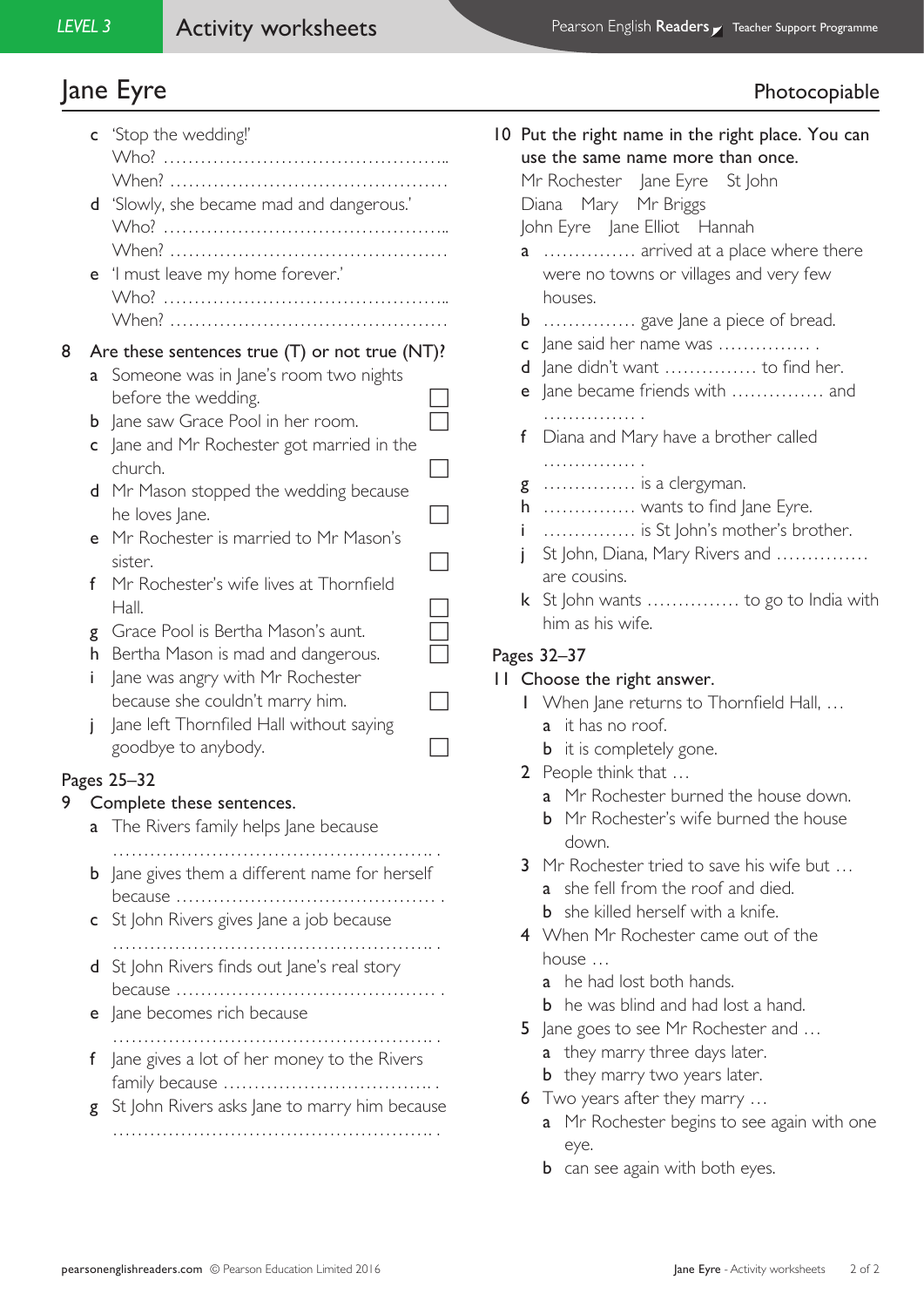# Jane Eyre

Photocopiable

c 'Stop the wedding!'
Who? ……………………………………………..
When? ……………………………………………

d 'Slowly, she became mad and dangerous.'
Who? ……………………………………………..
When? ……………………………………………

e 'I must leave my home forever.'
Who? ……………………………………………..
When? ……………………………………………

8 Are these sentences true (T) or not true (NT)?

a Someone was in Jane's room two nights before the wedding. ☐
b Jane saw Grace Pool in her room. ☐
c Jane and Mr Rochester got married in the church. ☐
d Mr Mason stopped the wedding because he loves Jane. ☐
e Mr Rochester is married to Mr Mason's sister. ☐
f Mr Rochester's wife lives at Thornfield Hall. ☐
g Grace Pool is Bertha Mason's aunt. ☐
h Bertha Mason is mad and dangerous. ☐
i Jane was angry with Mr Rochester because she couldn't marry him. ☐
j Jane left Thornfiled Hall without saying goodbye to anybody. ☐

## Pages 25–32

9 Complete these sentences.

a The Rivers family helps Jane because ……………………………………………….. .
b Jane gives them a different name for herself because ……………………………………… .
c St John Rivers gives Jane a job because ……………………………………………….. .
d St John Rivers finds out Jane's real story because ……………………………………… .
e Jane becomes rich because ……………………………………………….. .
f Jane gives a lot of her money to the Rivers family because …………………………….. .
g St John Rivers asks Jane to marry him because ……………………………………………….. .

10 Put the right name in the right place. You can use the same name more than once.

Mr Rochester Jane Eyre St John
Diana Mary Mr Briggs
John Eyre Jane Elliot Hannah

a …………… arrived at a place where there were no towns or villages and very few houses.
b …………… gave Jane a piece of bread.
c Jane said her name was …………… .
d Jane didn't want …………… to find her.
e Jane became friends with …………… and …………… .
f Diana and Mary have a brother called …………… .
g …………… is a clergyman.
h …………… wants to find Jane Eyre.
i …………… is St John's mother's brother.
j St John, Diana, Mary Rivers and …………… are cousins.
k St John wants …………… to go to India with him as his wife.

## Pages 32–37

11 Choose the right answer.

1 When Jane returns to Thornfield Hall, …
 a it has no roof.
 b it is completely gone.
2 People think that …
 a Mr Rochester burned the house down.
 b Mr Rochester's wife burned the house down.
3 Mr Rochester tried to save his wife but …
 a she fell from the roof and died.
 b she killed herself with a knife.
4 When Mr Rochester came out of the house …
 a he had lost both hands.
 b he was blind and had lost a hand.
5 Jane goes to see Mr Rochester and …
 a they marry three days later.
 b they marry two years later.
6 Two years after they marry …
 a Mr Rochester begins to see again with one eye.
 b can see again with both eyes.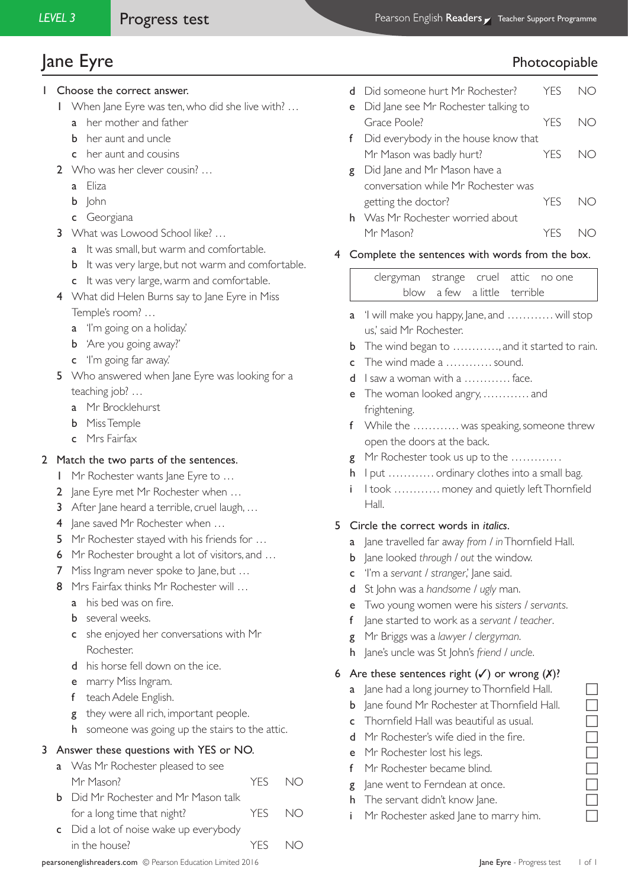# Jane Eyre

Photocopiable

## 1 Choose the correct answer.

1 When Jane Eyre was ten, who did she live with? …
- a her mother and father
- b her aunt and uncle
- c her aunt and cousins

2 Who was her clever cousin? …
- a Eliza
- b John
- c Georgiana

3 What was Lowood School like? …
- a It was small, but warm and comfortable.
- b It was very large, but not warm and comfortable.
- c It was very large, warm and comfortable.

4 What did Helen Burns say to Jane Eyre in Miss Temple's room? …
- a 'I'm going on a holiday.'
- b 'Are you going away?'
- c 'I'm going far away.'

5 Who answered when Jane Eyre was looking for a teaching job? …
- a Mr Brocklehurst
- b Miss Temple
- c Mrs Fairfax

## 2 Match the two parts of the sentences.

1 Mr Rochester wants Jane Eyre to …
2 Jane Eyre met Mr Rochester when …
3 After Jane heard a terrible, cruel laugh, …
4 Jane saved Mr Rochester when …
5 Mr Rochester stayed with his friends for …
6 Mr Rochester brought a lot of visitors, and …
7 Miss Ingram never spoke to Jane, but …
8 Mrs Fairfax thinks Mr Rochester will …

- a his bed was on fire.
- b several weeks.
- c she enjoyed her conversations with Mr Rochester.
- d his horse fell down on the ice.
- e marry Miss Ingram.
- f teach Adele English.
- g they were all rich, important people.
- h someone was going up the stairs to the attic.

## 3 Answer these questions with YES or NO.

- a Was Mr Rochester pleased to see Mr Mason? YES NO
- b Did Mr Rochester and Mr Mason talk for a long time that night? YES NO
- c Did a lot of noise wake up everybody in the house? YES NO
- d Did someone hurt Mr Rochester? YES NO
- e Did Jane see Mr Rochester talking to Grace Poole? YES NO
- f Did everybody in the house know that Mr Mason was badly hurt? YES NO
- g Did Jane and Mr Mason have a conversation while Mr Rochester was getting the doctor? YES NO
- h Was Mr Rochester worried about Mr Mason? YES NO

## 4 Complete the sentences with words from the box.

| clergyman strange cruel attic no one blow a few a little terrible |
|---|

- a 'I will make you happy, Jane, and ………… will stop us,' said Mr Rochester.
- b The wind began to …………, and it started to rain.
- c The wind made a ………… sound.
- d I saw a woman with a ………… face.
- e The woman looked angry, ………… and frightening.
- f While the ………… was speaking, someone threw open the doors at the back.
- g Mr Rochester took us up to the ………… .
- h I put ………… ordinary clothes into a small bag.
- i I took ………… money and quietly left Thornfield Hall.

## 5 Circle the correct words in *italics*.

- a Jane travelled far away *from / in* Thornfield Hall.
- b Jane looked *through / out* the window.
- c 'I'm a *servant / stranger*,' Jane said.
- d St John was a *handsome / ugly* man.
- e Two young women were his *sisters / servants*.
- f Jane started to work as a *servant / teacher*.
- g Mr Briggs was a *lawyer / clergyman*.
- h Jane's uncle was St John's *friend / uncle*.

## 6 Are these sentences right (✓) or wrong (✗)?

- a Jane had a long journey to Thornfield Hall. ☐
- b Jane found Mr Rochester at Thornfield Hall. ☐
- c Thornfield Hall was beautiful as usual. ☐
- d Mr Rochester's wife died in the fire. ☐
- e Mr Rochester lost his legs. ☐
- f Mr Rochester became blind. ☐
- g Jane went to Ferndean at once. ☐
- h The servant didn't know Jane. ☐
- i Mr Rochester asked Jane to marry him. ☐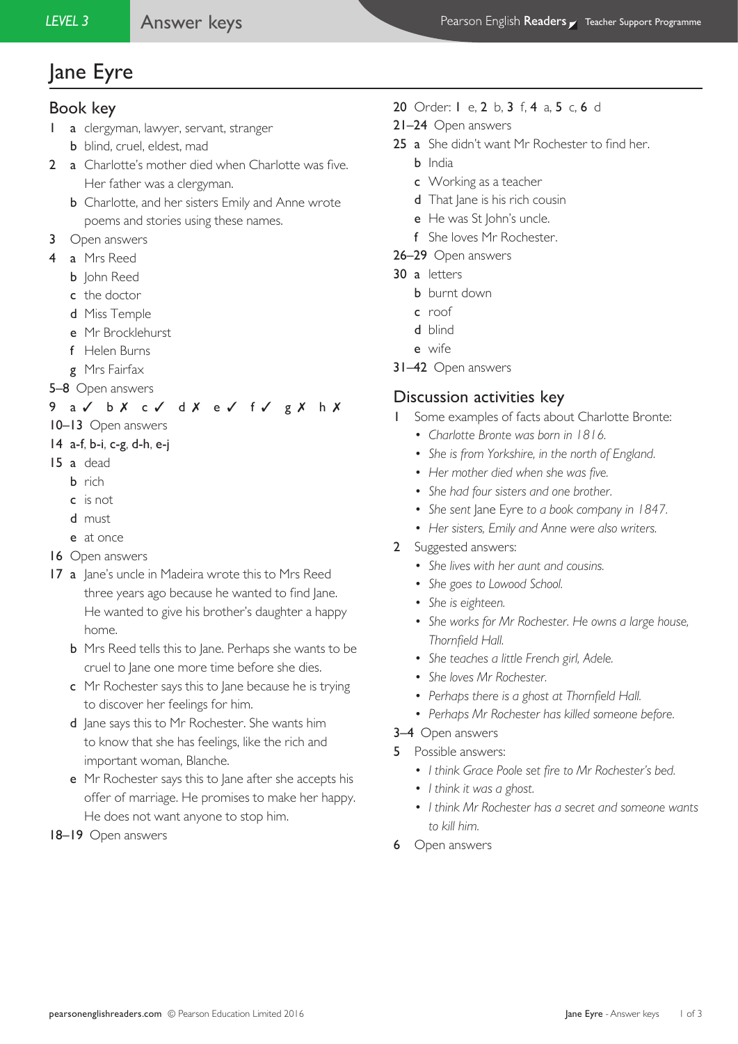# Jane Eyre

## Book key

1 **a** clergyman, lawyer, servant, stranger
  **b** blind, cruel, eldest, mad

2 **a** Charlotte's mother died when Charlotte was five. Her father was a clergyman.
  **b** Charlotte, and her sisters Emily and Anne wrote poems and stories using these names.

3 Open answers

4 **a** Mrs Reed
  **b** John Reed
  **c** the doctor
  **d** Miss Temple
  **e** Mr Brocklehurst
  **f** Helen Burns
  **g** Mrs Fairfax

**5–8** Open answers

**9** a ✓ b ✗ c ✓ d ✗ e ✓ f ✓ g ✗ h ✗

**10–13** Open answers

**14** a-f, b-i, c-g, d-h, e-j

**15** **a** dead
  **b** rich
  **c** is not
  **d** must
  **e** at once

**16** Open answers

**17** **a** Jane's uncle in Madeira wrote this to Mrs Reed three years ago because he wanted to find Jane. He wanted to give his brother's daughter a happy home.
  **b** Mrs Reed tells this to Jane. Perhaps she wants to be cruel to Jane one more time before she dies.
  **c** Mr Rochester says this to Jane because he is trying to discover her feelings for him.
  **d** Jane says this to Mr Rochester. She wants him to know that she has feelings, like the rich and important woman, Blanche.
  **e** Mr Rochester says this to Jane after she accepts his offer of marriage. He promises to make her happy. He does not want anyone to stop him.

**18–19** Open answers

**20** Order: **1** e, **2** b, **3** f, **4** a, **5** c, **6** d

**21–24** Open answers

**25** **a** She didn't want Mr Rochester to find her.
  **b** India
  **c** Working as a teacher
  **d** That Jane is his rich cousin
  **e** He was St John's uncle.
  **f** She loves Mr Rochester.

**26–29** Open answers

**30** **a** letters
  **b** burnt down
  **c** roof
  **d** blind
  **e** wife

**31–42** Open answers

## Discussion activities key

1 Some examples of facts about Charlotte Bronte:
- *Charlotte Bronte was born in 1816.*
- *She is from Yorkshire, in the north of England.*
- *Her mother died when she was five.*
- *She had four sisters and one brother.*
- *She sent* Jane Eyre *to a book company in 1847.*
- *Her sisters, Emily and Anne were also writers.*

2 Suggested answers:
- *She lives with her aunt and cousins.*
- *She goes to Lowood School.*
- *She is eighteen.*
- *She works for Mr Rochester. He owns a large house, Thornfield Hall.*
- *She teaches a little French girl, Adele.*
- *She loves Mr Rochester.*
- *Perhaps there is a ghost at Thornfield Hall.*
- *Perhaps Mr Rochester has killed someone before.*

**3–4** Open answers

5 Possible answers:
- *I think Grace Poole set fire to Mr Rochester's bed.*
- *I think it was a ghost.*
- *I think Mr Rochester has a secret and someone wants to kill him.*

6 Open answers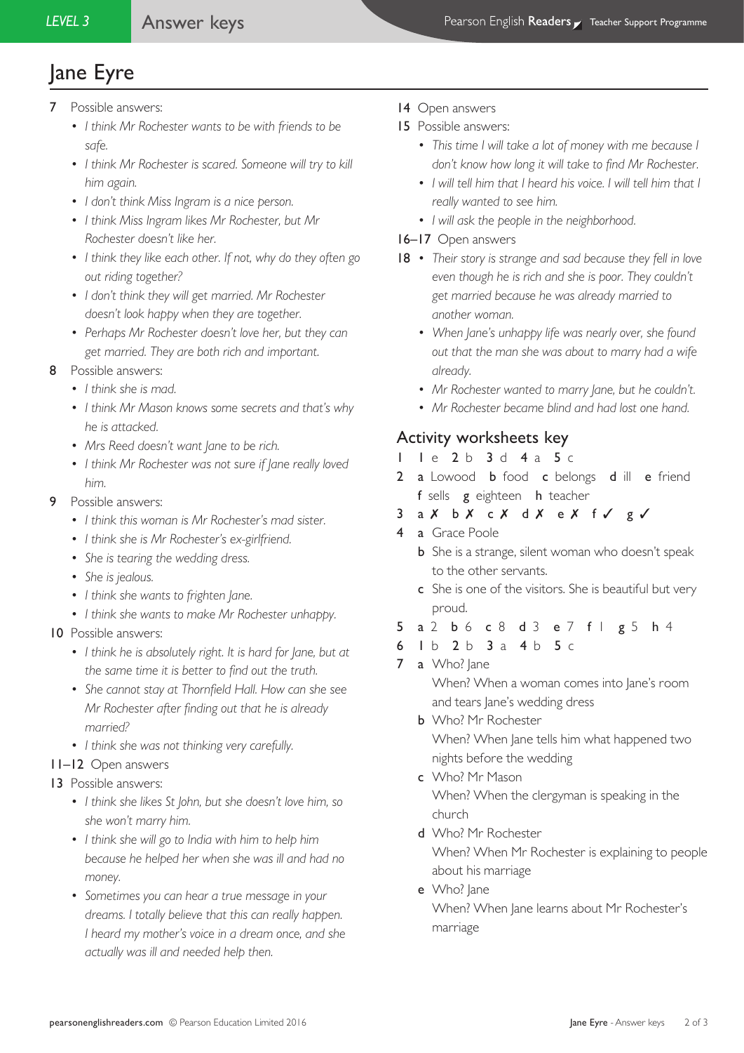# Jane Eyre

7 Possible answers:
- *I think Mr Rochester wants to be with friends to be safe.*
- *I think Mr Rochester is scared. Someone will try to kill him again.*
- *I don't think Miss Ingram is a nice person.*
- *I think Miss Ingram likes Mr Rochester, but Mr Rochester doesn't like her.*
- *I think they like each other. If not, why do they often go out riding together?*
- *I don't think they will get married. Mr Rochester doesn't look happy when they are together.*
- *Perhaps Mr Rochester doesn't love her, but they can get married. They are both rich and important.*

8 Possible answers:
- *I think she is mad.*
- *I think Mr Mason knows some secrets and that's why he is attacked.*
- *Mrs Reed doesn't want Jane to be rich.*
- *I think Mr Rochester was not sure if Jane really loved him.*

9 Possible answers:
- *I think this woman is Mr Rochester's mad sister.*
- *I think she is Mr Rochester's ex-girlfriend.*
- *She is tearing the wedding dress.*
- *She is jealous.*
- *I think she wants to frighten Jane.*
- *I think she wants to make Mr Rochester unhappy.*

10 Possible answers:
- *I think he is absolutely right. It is hard for Jane, but at the same time it is better to find out the truth.*
- *She cannot stay at Thornfield Hall. How can she see Mr Rochester after finding out that he is already married?*
- *I think she was not thinking very carefully.*

11–12 Open answers

13 Possible answers:
- *I think she likes St John, but she doesn't love him, so she won't marry him.*
- *I think she will go to India with him to help him because he helped her when she was ill and had no money.*
- *Sometimes you can hear a true message in your dreams. I totally believe that this can really happen. I heard my mother's voice in a dream once, and she actually was ill and needed help then.*

14 Open answers

15 Possible answers:
- *This time I will take a lot of money with me because I don't know how long it will take to find Mr Rochester.*
- *I will tell him that I heard his voice. I will tell him that I really wanted to see him.*
- *I will ask the people in the neighborhood.*

16–17 Open answers

18
- *Their story is strange and sad because they fell in love even though he is rich and she is poor. They couldn't get married because he was already married to another woman.*
- *When Jane's unhappy life was nearly over, she found out that the man she was about to marry had a wife already.*
- *Mr Rochester wanted to marry Jane, but he couldn't.*
- *Mr Rochester became blind and had lost one hand.*

## Activity worksheets key

1 **1** e **2** b **3** d **4** a **5** c

2 **a** Lowood **b** food **c** belongs **d** ill **e** friend **f** sells **g** eighteen **h** teacher

3 **a** ✗ **b** ✗ **c** ✗ **d** ✗ **e** ✗ **f** ✓ **g** ✓

4 **a** Grace Poole
**b** She is a strange, silent woman who doesn't speak to the other servants.
**c** She is one of the visitors. She is beautiful but very proud.

5 **a** 2 **b** 6 **c** 8 **d** 3 **e** 7 **f** 1 **g** 5 **h** 4

6 **1** b **2** b **3** a **4** b **5** c

7 **a** Who? Jane
When? When a woman comes into Jane's room and tears Jane's wedding dress
**b** Who? Mr Rochester
When? When Jane tells him what happened two nights before the wedding
**c** Who? Mr Mason
When? When the clergyman is speaking in the church
**d** Who? Mr Rochester
When? When Mr Rochester is explaining to people about his marriage
**e** Who? Jane
When? When Jane learns about Mr Rochester's marriage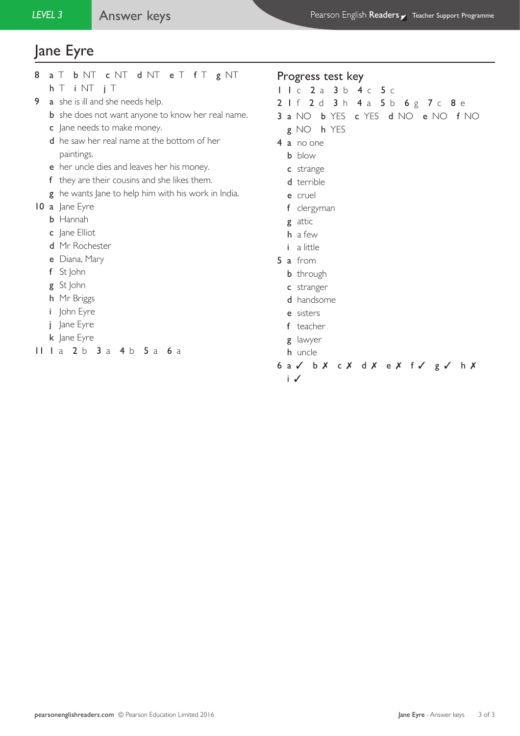# Jane Eyre

8 **a** T **b** NT **c** NT **d** NT **e** T **f** T **g** NT **h** T **i** NT **j** T

9 **a** she is ill and she needs help.
  **b** she does not want anyone to know her real name.
  **c** Jane needs to make money.
  **d** he saw her real name at the bottom of her paintings.
  **e** her uncle dies and leaves her his money.
  **f** they are their cousins and she likes them.
  **g** he wants Jane to help him with his work in India.

10 **a** Jane Eyre
  **b** Hannah
  **c** Jane Elliot
  **d** Mr Rochester
  **e** Diana, Mary
  **f** St John
  **g** St John
  **h** Mr Briggs
  **i** John Eyre
  **j** Jane Eyre
  **k** Jane Eyre

11 **1** a **2** b **3** a **4** b **5** a **6** a

## Progress test key

1 **1** c **2** a **3** b **4** c **5** c

2 **1** f **2** d **3** h **4** a **5** b **6** g **7** c **8** e

3 **a** NO **b** YES **c** YES **d** NO **e** NO **f** NO **g** NO **h** YES

4 **a** no one
  **b** blow
  **c** strange
  **d** terrible
  **e** cruel
  **f** clergyman
  **g** attic
  **h** a few
  **i** a little

5 **a** from
  **b** through
  **c** stranger
  **d** handsome
  **e** sisters
  **f** teacher
  **g** lawyer
  **h** uncle

6 a ✓ b ✗ c ✗ d ✗ e ✗ f ✓ g ✓ h ✗ i ✓